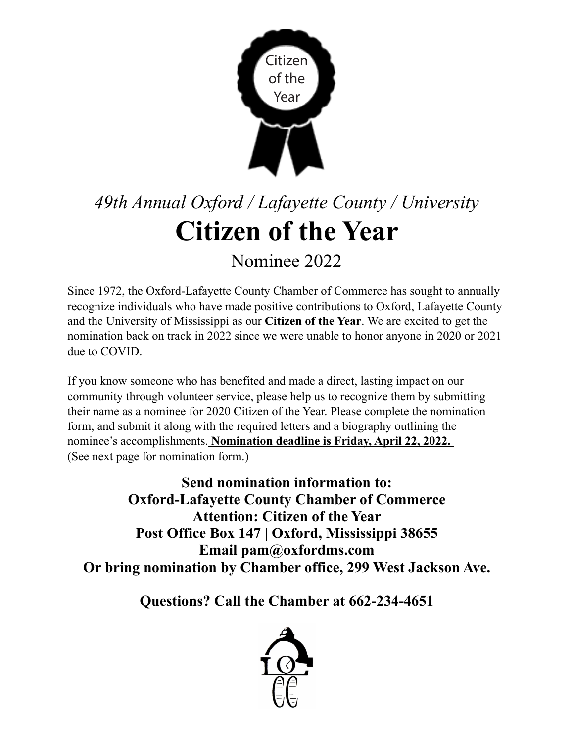Citizen of the Year

*49th Annual Oxford / Lafayette County / University*

# Citizen of the Year

## Nominee 2022

Since 1972, the Oxford-Lafayette County Chamber of Commerce has sought to annually recognize individuals who have made positive contributions to Oxford, Lafayette County and the University of Mississippi as our **Citizen of the Year**. We are excited to get the nomination back on track in 2022 since we were unable to honor anyone in 2020 or 2021 due to COVID.

If you know someone who has benefited and made a direct, lasting impact on our community through volunteer service, please help us to recognize them by submitting their name as a nominee for 2020 Citizen of the Year. Please complete the nomination form, and submit it along with the required letters and a biography outlining the nominee's accomplishments. **Nomination deadline is Friday, April 22, 2022.** (See next page for nomination form.)

**Send nomination information to:**
**Oxford-Lafayette County Chamber of Commerce**
**Attention: Citizen of the Year**
**Post Office Box 147 | Oxford, Mississippi 38655**
**Email pam@oxfordms.com**
**Or bring nomination by Chamber office, 299 West Jackson Ave.**

**Questions? Call the Chamber at 662-234-4651**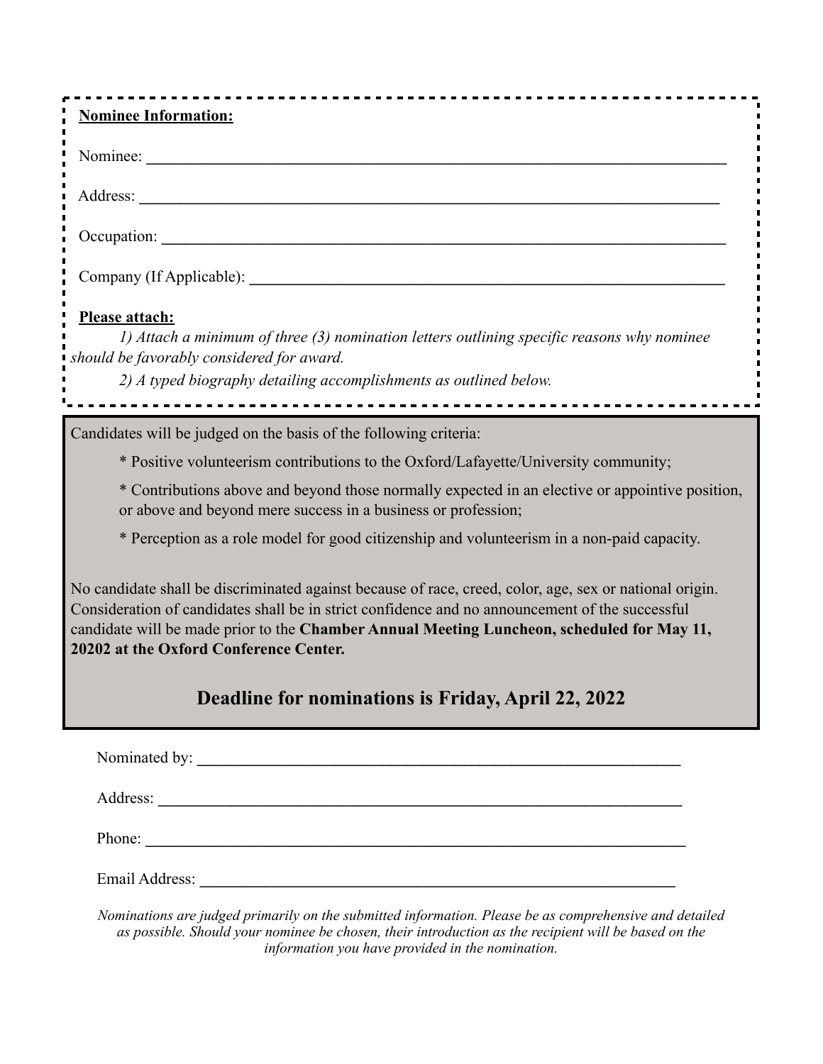**Nominee Information:**

Nominee: ______________________________________________________________________________

Address: ______________________________________________________________________________

Occupation: ____________________________________________________________________________

Company (If Applicable): ________________________________________________________________

**Please attach:**

*1) Attach a minimum of three (3) nomination letters outlining specific reasons why nominee should be favorably considered for award.*

*2) A typed biography detailing accomplishments as outlined below.*

Candidates will be judged on the basis of the following criteria:

* Positive volunteerism contributions to the Oxford/Lafayette/University community;

* Contributions above and beyond those normally expected in an elective or appointive position, or above and beyond mere success in a business or profession;

* Perception as a role model for good citizenship and volunteerism in a non-paid capacity.

No candidate shall be discriminated against because of race, creed, color, age, sex or national origin. Consideration of candidates shall be in strict confidence and no announcement of the successful candidate will be made prior to the **Chamber Annual Meeting Luncheon, scheduled for May 11, 20202 at the Oxford Conference Center.**

## Deadline for nominations is Friday, April 22, 2022

Nominated by: __________________________________________________________________

Address: _______________________________________________________________________

Phone: _________________________________________________________________________

Email Address: __________________________________________________________________

*Nominations are judged primarily on the submitted information. Please be as comprehensive and detailed as possible. Should your nominee be chosen, their introduction as the recipient will be based on the information you have provided in the nomination.*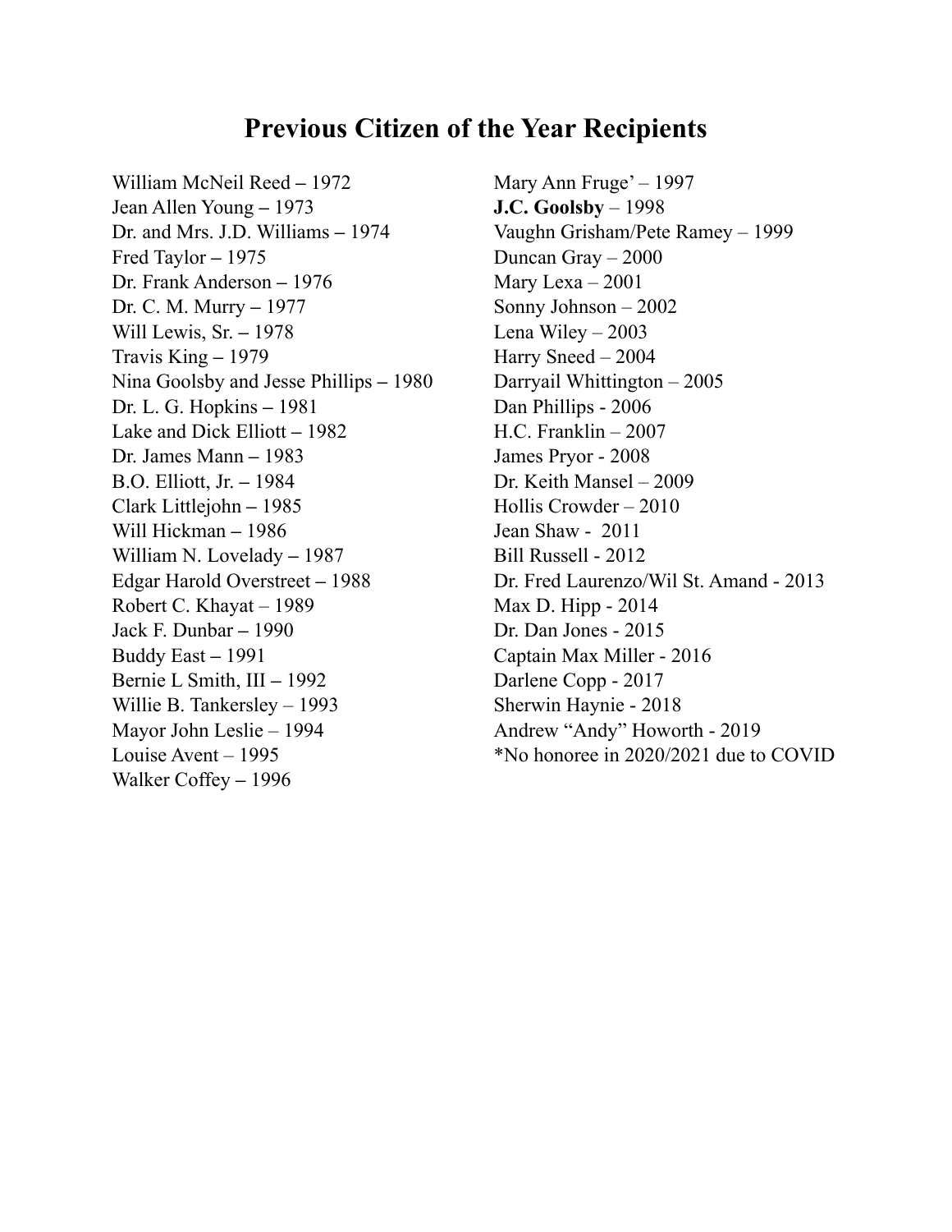# Previous Citizen of the Year Recipients

William McNeil Reed – 1972
Jean Allen Young – 1973
Dr. and Mrs. J.D. Williams – 1974
Fred Taylor – 1975
Dr. Frank Anderson – 1976
Dr. C. M. Murry – 1977
Will Lewis, Sr. – 1978
Travis King – 1979
Nina Goolsby and Jesse Phillips – 1980
Dr. L. G. Hopkins – 1981
Lake and Dick Elliott – 1982
Dr. James Mann – 1983
B.O. Elliott, Jr. – 1984
Clark Littlejohn – 1985
Will Hickman – 1986
William N. Lovelady – 1987
Edgar Harold Overstreet – 1988
Robert C. Khayat – 1989
Jack F. Dunbar – 1990
Buddy East – 1991
Bernie L Smith, III – 1992
Willie B. Tankersley – 1993
Mayor John Leslie – 1994
Louise Avent – 1995
Walker Coffey – 1996
Mary Ann Fruge' – 1997
**J.C. Goolsby** – 1998
Vaughn Grisham/Pete Ramey – 1999
Duncan Gray – 2000
Mary Lexa – 2001
Sonny Johnson – 2002
Lena Wiley – 2003
Harry Sneed – 2004
Darryail Whittington – 2005
Dan Phillips - 2006
H.C. Franklin – 2007
James Pryor - 2008
Dr. Keith Mansel – 2009
Hollis Crowder – 2010
Jean Shaw - 2011
Bill Russell - 2012
Dr. Fred Laurenzo/Wil St. Amand - 2013
Max D. Hipp - 2014
Dr. Dan Jones - 2015
Captain Max Miller - 2016
Darlene Copp - 2017
Sherwin Haynie - 2018
Andrew "Andy" Howorth - 2019
*No honoree in 2020/2021 due to COVID